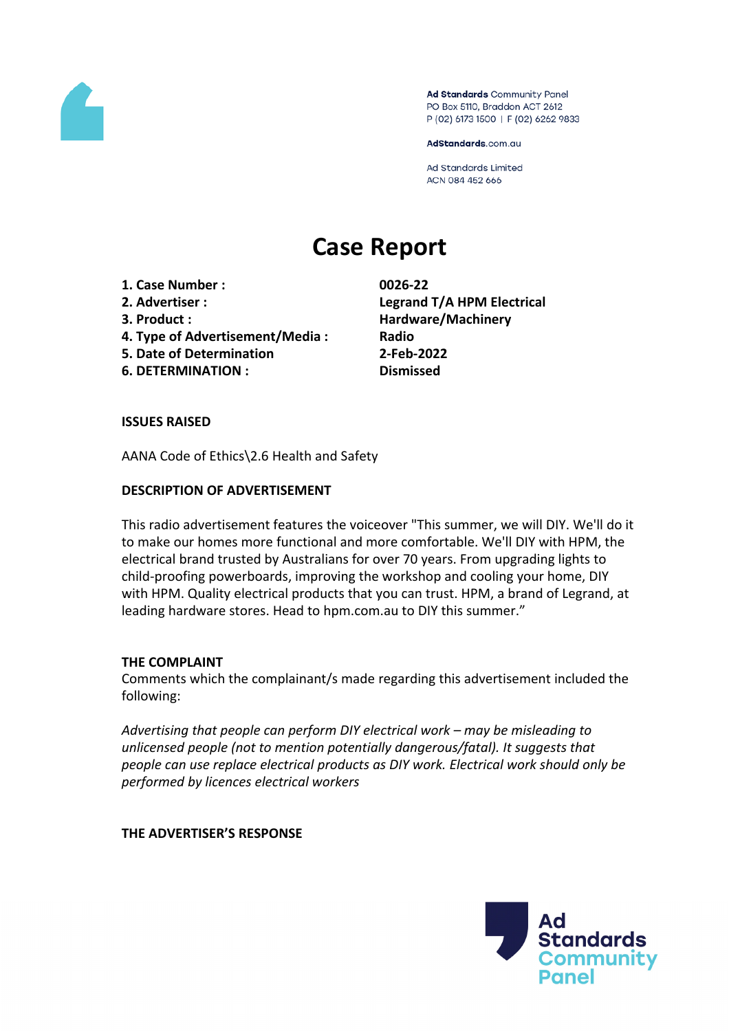Ad Standards Community Panel
PO Box 5110, Braddon ACT 2612
P (02) 6173 1500 | F (02) 6262 9833

AdStandards.com.au

Ad Standards Limited
ACN 084 452 666

# Case Report

| | |
|---|---|
| **1. Case Number :** | **0026-22** |
| **2. Advertiser :** | **Legrand T/A HPM Electrical** |
| **3. Product :** | **Hardware/Machinery** |
| **4. Type of Advertisement/Media :** | **Radio** |
| **5. Date of Determination** | **2-Feb-2022** |
| **6. DETERMINATION :** | **Dismissed** |

**ISSUES RAISED**

AANA Code of Ethics\2.6 Health and Safety

**DESCRIPTION OF ADVERTISEMENT**

This radio advertisement features the voiceover "This summer, we will DIY. We'll do it to make our homes more functional and more comfortable. We'll DIY with HPM, the electrical brand trusted by Australians for over 70 years. From upgrading lights to child-proofing powerboards, improving the workshop and cooling your home, DIY with HPM. Quality electrical products that you can trust. HPM, a brand of Legrand, at leading hardware stores. Head to hpm.com.au to DIY this summer."

**THE COMPLAINT**

Comments which the complainant/s made regarding this advertisement included the following:

*Advertising that people can perform DIY electrical work – may be misleading to unlicensed people (not to mention potentially dangerous/fatal). It suggests that people can use replace electrical products as DIY work. Electrical work should only be performed by licences electrical workers*

**THE ADVERTISER'S RESPONSE**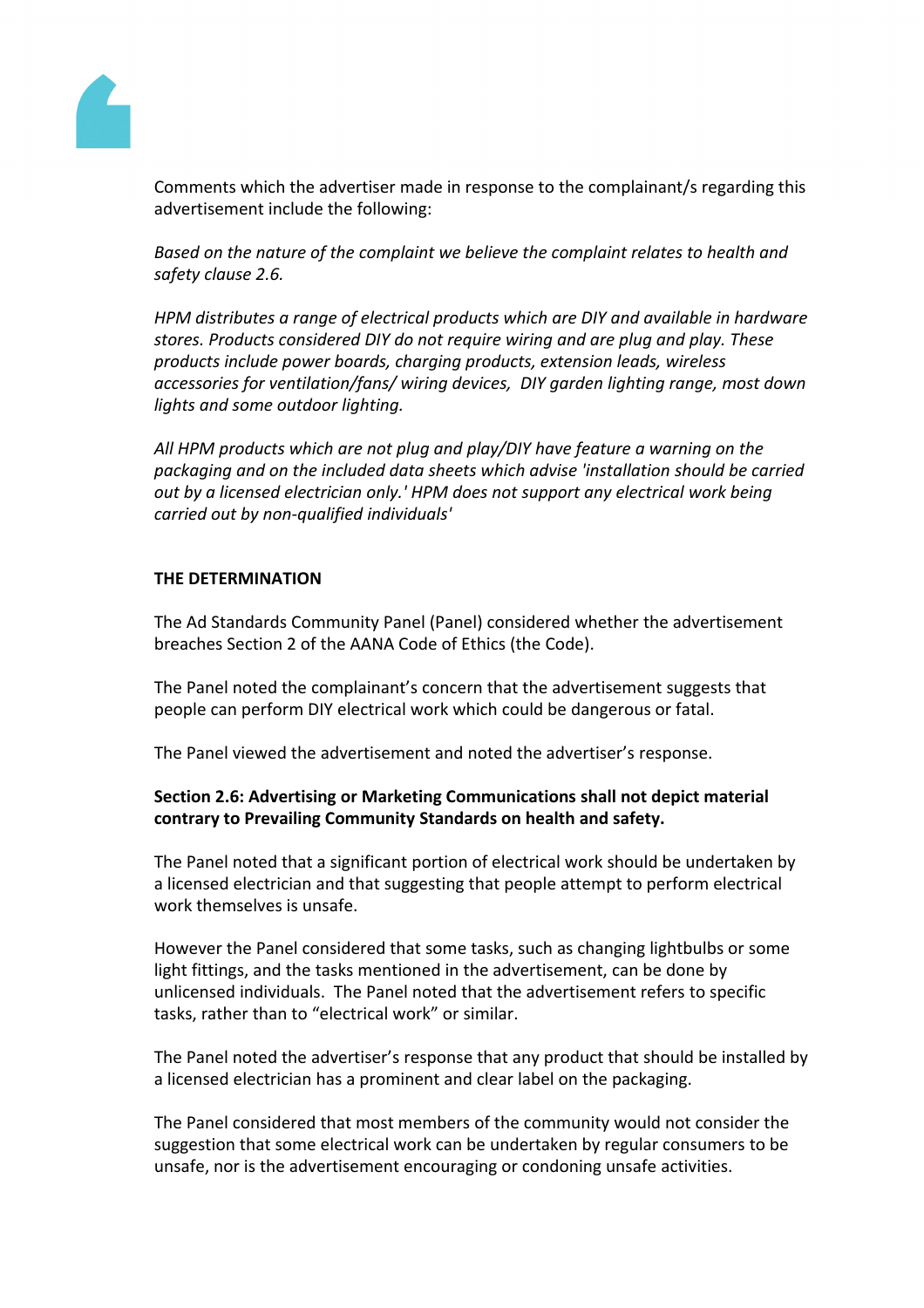Comments which the advertiser made in response to the complainant/s regarding this advertisement include the following:

*Based on the nature of the complaint we believe the complaint relates to health and safety clause 2.6.*

*HPM distributes a range of electrical products which are DIY and available in hardware stores. Products considered DIY do not require wiring and are plug and play. These products include power boards, charging products, extension leads, wireless accessories for ventilation/fans/ wiring devices,  DIY garden lighting range, most down lights and some outdoor lighting.*

*All HPM products which are not plug and play/DIY have feature a warning on the packaging and on the included data sheets which advise 'installation should be carried out by a licensed electrician only.' HPM does not support any electrical work being carried out by non-qualified individuals'*

**THE DETERMINATION**

The Ad Standards Community Panel (Panel) considered whether the advertisement breaches Section 2 of the AANA Code of Ethics (the Code).

The Panel noted the complainant's concern that the advertisement suggests that people can perform DIY electrical work which could be dangerous or fatal.

The Panel viewed the advertisement and noted the advertiser's response.

**Section 2.6: Advertising or Marketing Communications shall not depict material contrary to Prevailing Community Standards on health and safety.**

The Panel noted that a significant portion of electrical work should be undertaken by a licensed electrician and that suggesting that people attempt to perform electrical work themselves is unsafe.

However the Panel considered that some tasks, such as changing lightbulbs or some light fittings, and the tasks mentioned in the advertisement, can be done by unlicensed individuals.  The Panel noted that the advertisement refers to specific tasks, rather than to "electrical work" or similar.

The Panel noted the advertiser's response that any product that should be installed by a licensed electrician has a prominent and clear label on the packaging.

The Panel considered that most members of the community would not consider the suggestion that some electrical work can be undertaken by regular consumers to be unsafe, nor is the advertisement encouraging or condoning unsafe activities.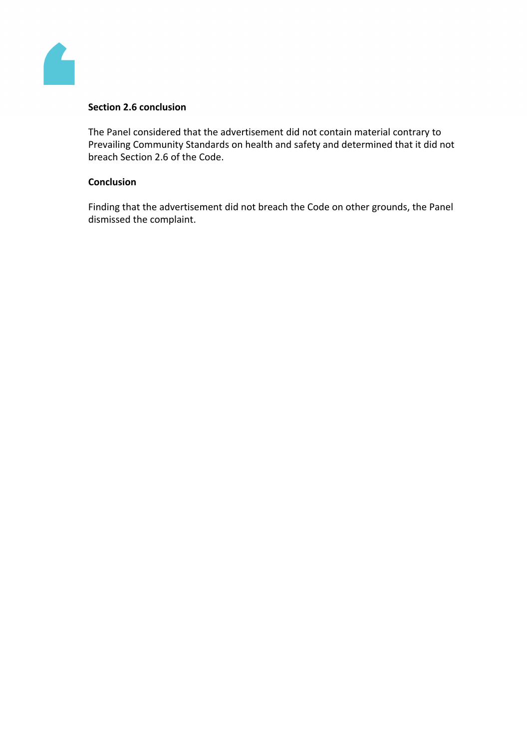**Section 2.6 conclusion**

The Panel considered that the advertisement did not contain material contrary to Prevailing Community Standards on health and safety and determined that it did not breach Section 2.6 of the Code.

**Conclusion**

Finding that the advertisement did not breach the Code on other grounds, the Panel dismissed the complaint.